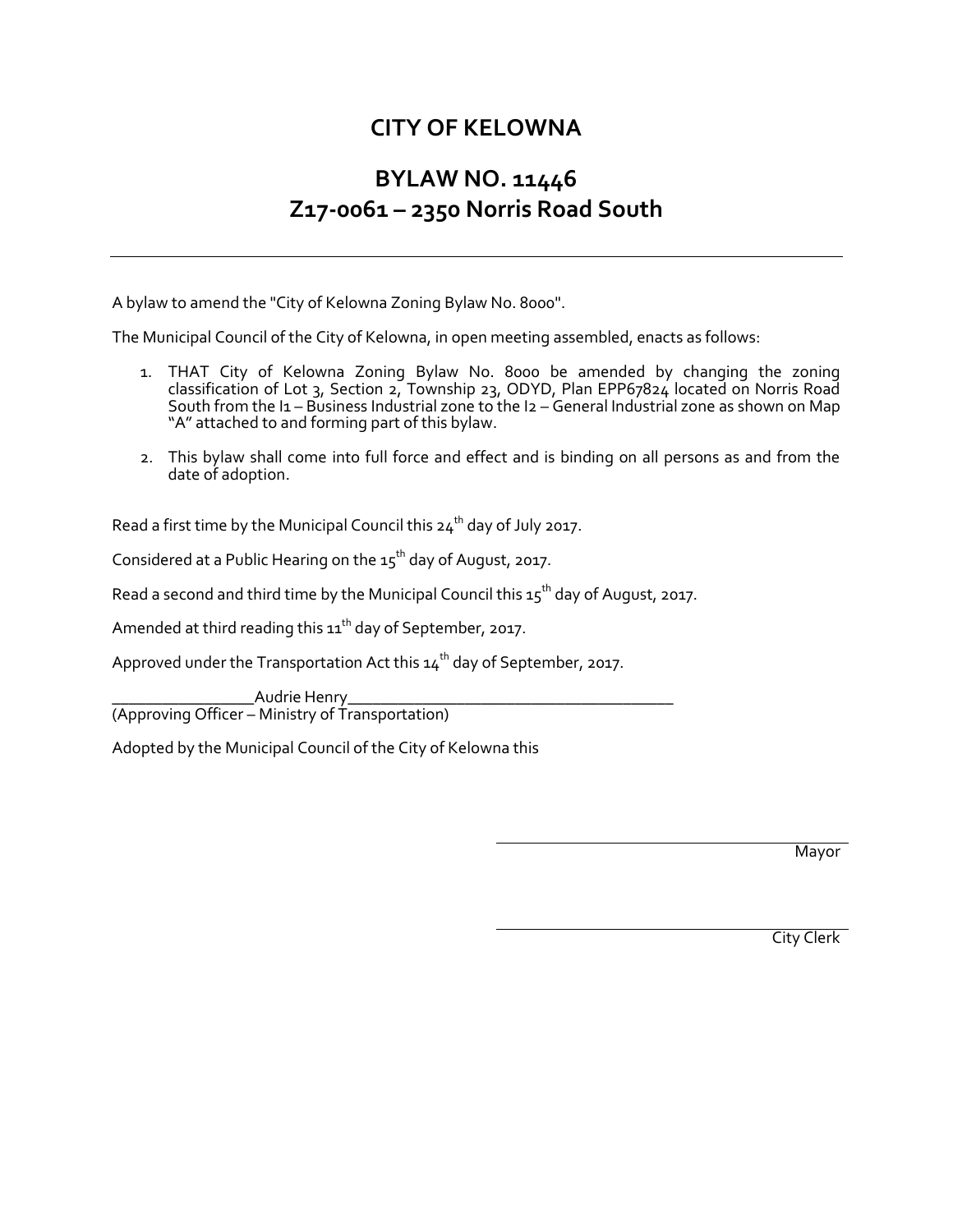# CITY OF KELOWNA

## BYLAW NO. 11446
## Z17-0061 – 2350 Norris Road South

---

A bylaw to amend the "City of Kelowna Zoning Bylaw No. 8000".

The Municipal Council of the City of Kelowna, in open meeting assembled, enacts as follows:

1. THAT City of Kelowna Zoning Bylaw No. 8000 be amended by changing the zoning classification of Lot 3, Section 2, Township 23, ODYD, Plan EPP67824 located on Norris Road South from the I1 – Business Industrial zone to the I2 – General Industrial zone as shown on Map "A" attached to and forming part of this bylaw.

2. This bylaw shall come into full force and effect and is binding on all persons as and from the date of adoption.

Read a first time by the Municipal Council this 24th day of July 2017.

Considered at a Public Hearing on the 15th day of August, 2017.

Read a second and third time by the Municipal Council this 15th day of August, 2017.

Amended at third reading this 11th day of September, 2017.

Approved under the Transportation Act this 14th day of September, 2017.

_________________Audrie Henry________________________________________
(Approving Officer – Ministry of Transportation)

Adopted by the Municipal Council of the City of Kelowna this

_________________________________________
Mayor

_________________________________________
City Clerk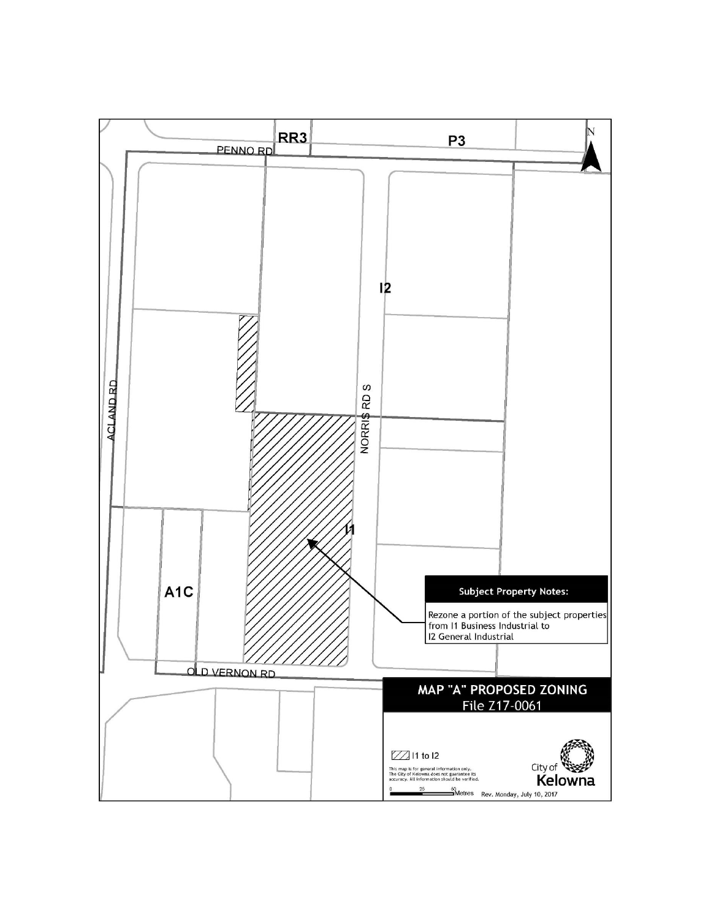PENNO RD

RR3

P3

N

I2

ACLAND RD

NORRIS RD S

I1

A1C

OLD VERNON RD

**Subject Property Notes:**

Rezone a portion of the subject properties from I1 Business Industrial to I2 General Industrial

## MAP "A" PROPOSED ZONING
File Z17-0061

I1 to I2

This map is for general information only. The City of Kelowna does not guarantee its accuracy. All information should be verified.

0 25 50 Metres

Rev. Monday, July 10, 2017

City of Kelowna